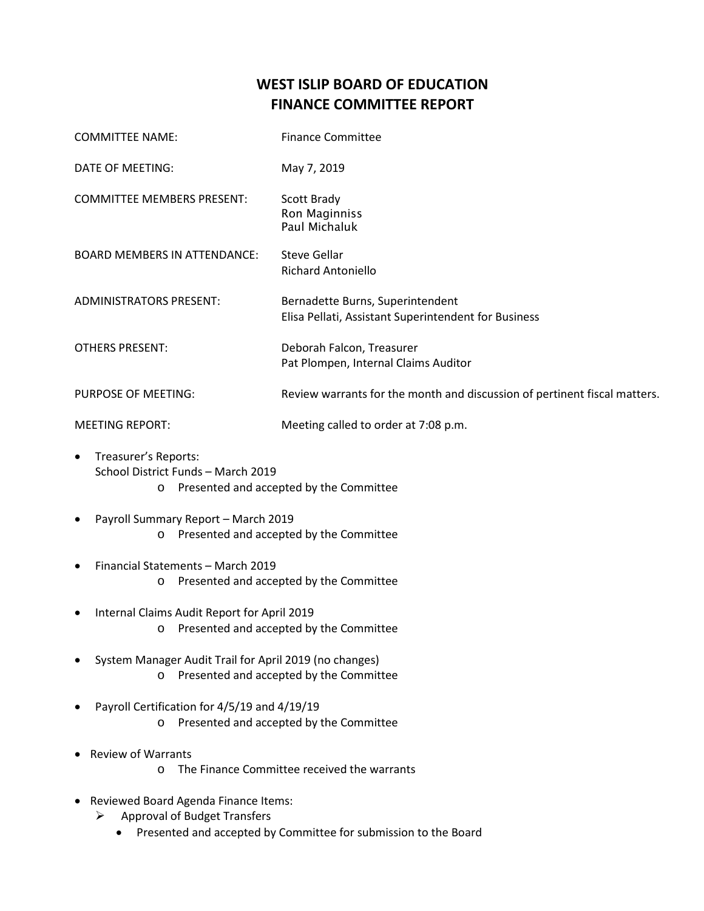# WEST ISLIP BOARD OF EDUCATION
# FINANCE COMMITTEE REPORT

COMMITTEE NAME: Finance Committee

DATE OF MEETING: May 7, 2019

COMMITTEE MEMBERS PRESENT: Scott Brady
Ron Maginniss
Paul Michaluk

BOARD MEMBERS IN ATTENDANCE: Steve Gellar
Richard Antoniello

ADMINISTRATORS PRESENT: Bernadette Burns, Superintendent
Elisa Pellati, Assistant Superintendent for Business

OTHERS PRESENT: Deborah Falcon, Treasurer
Pat Plompen, Internal Claims Auditor

PURPOSE OF MEETING: Review warrants for the month and discussion of pertinent fiscal matters.

MEETING REPORT: Meeting called to order at 7:08 p.m.

- Treasurer's Reports:
  School District Funds – March 2019
    - Presented and accepted by the Committee
- Payroll Summary Report – March 2019
    - Presented and accepted by the Committee
- Financial Statements – March 2019
    - Presented and accepted by the Committee
- Internal Claims Audit Report for April 2019
    - Presented and accepted by the Committee
- System Manager Audit Trail for April 2019 (no changes)
    - Presented and accepted by the Committee
- Payroll Certification for 4/5/19 and 4/19/19
    - Presented and accepted by the Committee
- Review of Warrants
    - The Finance Committee received the warrants
- Reviewed Board Agenda Finance Items:
    - Approval of Budget Transfers
        - Presented and accepted by Committee for submission to the Board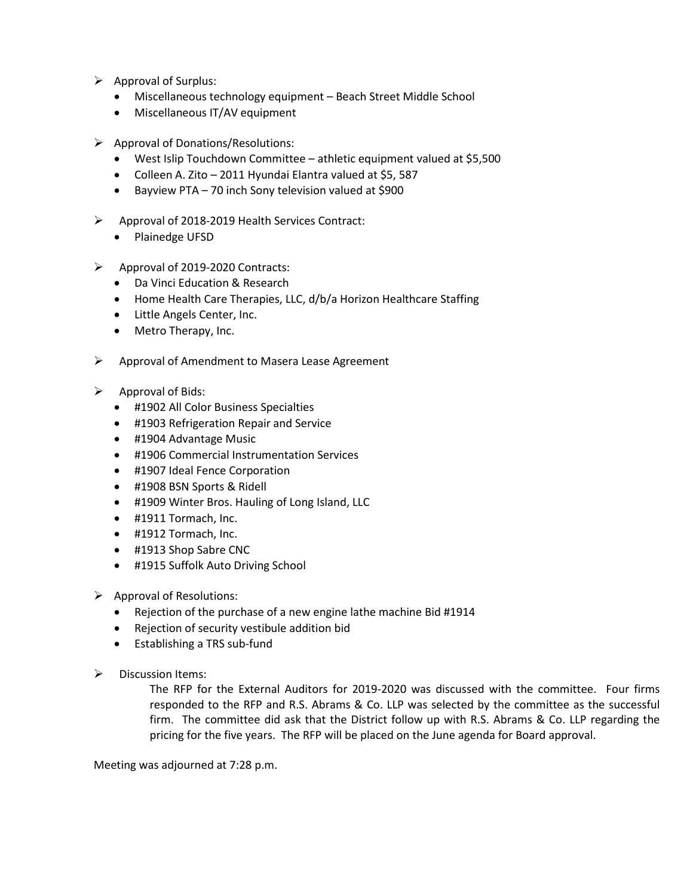- Approval of Surplus:
  - Miscellaneous technology equipment – Beach Street Middle School
  - Miscellaneous IT/AV equipment

- Approval of Donations/Resolutions:
  - West Islip Touchdown Committee – athletic equipment valued at $5,500
  - Colleen A. Zito – 2011 Hyundai Elantra valued at $5, 587
  - Bayview PTA – 70 inch Sony television valued at $900

- Approval of 2018-2019 Health Services Contract:
  - Plainedge UFSD

- Approval of 2019-2020 Contracts:
  - Da Vinci Education & Research
  - Home Health Care Therapies, LLC, d/b/a Horizon Healthcare Staffing
  - Little Angels Center, Inc.
  - Metro Therapy, Inc.

- Approval of Amendment to Masera Lease Agreement

- Approval of Bids:
  - #1902 All Color Business Specialties
  - #1903 Refrigeration Repair and Service
  - #1904 Advantage Music
  - #1906 Commercial Instrumentation Services
  - #1907 Ideal Fence Corporation
  - #1908 BSN Sports & Ridell
  - #1909 Winter Bros. Hauling of Long Island, LLC
  - #1911 Tormach, Inc.
  - #1912 Tormach, Inc.
  - #1913 Shop Sabre CNC
  - #1915 Suffolk Auto Driving School

- Approval of Resolutions:
  - Rejection of the purchase of a new engine lathe machine Bid #1914
  - Rejection of security vestibule addition bid
  - Establishing a TRS sub-fund

- Discussion Items:

  The RFP for the External Auditors for 2019-2020 was discussed with the committee. Four firms responded to the RFP and R.S. Abrams & Co. LLP was selected by the committee as the successful firm. The committee did ask that the District follow up with R.S. Abrams & Co. LLP regarding the pricing for the five years. The RFP will be placed on the June agenda for Board approval.

Meeting was adjourned at 7:28 p.m.